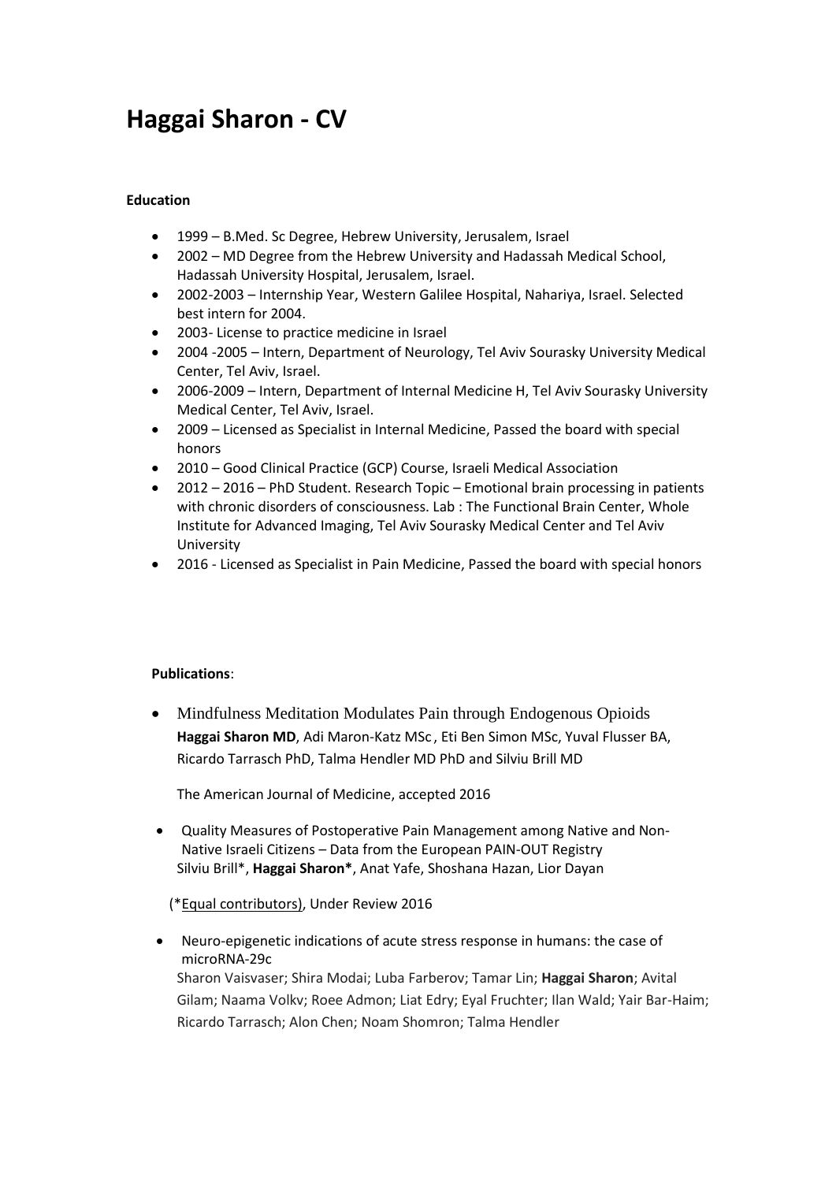# Haggai Sharon - CV

**Education**

- 1999 – B.Med. Sc Degree, Hebrew University, Jerusalem, Israel
- 2002 – MD Degree from the Hebrew University and Hadassah Medical School, Hadassah University Hospital, Jerusalem, Israel.
- 2002-2003 – Internship Year, Western Galilee Hospital, Nahariya, Israel. Selected best intern for 2004.
- 2003- License to practice medicine in Israel
- 2004 -2005 – Intern, Department of Neurology, Tel Aviv Sourasky University Medical Center, Tel Aviv, Israel.
- 2006-2009 – Intern, Department of Internal Medicine H, Tel Aviv Sourasky University Medical Center, Tel Aviv, Israel.
- 2009 – Licensed as Specialist in Internal Medicine, Passed the board with special honors
- 2010 – Good Clinical Practice (GCP) Course, Israeli Medical Association
- 2012 – 2016 – PhD Student. Research Topic – Emotional brain processing in patients with chronic disorders of consciousness. Lab : The Functional Brain Center, Whole Institute for Advanced Imaging, Tel Aviv Sourasky Medical Center and Tel Aviv University
- 2016 - Licensed as Specialist in Pain Medicine, Passed the board with special honors

**Publications**:

- Mindfulness Meditation Modulates Pain through Endogenous Opioids
  **Haggai Sharon MD**, Adi Maron-Katz MSc , Eti Ben Simon MSc, Yuval Flusser BA, Ricardo Tarrasch PhD, Talma Hendler MD PhD and Silviu Brill MD

  The American Journal of Medicine, accepted 2016

- Quality Measures of Postoperative Pain Management among Native and Non-Native Israeli Citizens – Data from the European PAIN-OUT Registry
  Silviu Brill*, **Haggai Sharon***, Anat Yafe, Shoshana Hazan, Lior Dayan

  (*Equal contributors), Under Review 2016

- Neuro-epigenetic indications of acute stress response in humans: the case of microRNA-29c
  Sharon Vaisvaser; Shira Modai; Luba Farberov; Tamar Lin; **Haggai Sharon**; Avital Gilam; Naama Volkv; Roee Admon; Liat Edry; Eyal Fruchter; Ilan Wald; Yair Bar-Haim; Ricardo Tarrasch; Alon Chen; Noam Shomron; Talma Hendler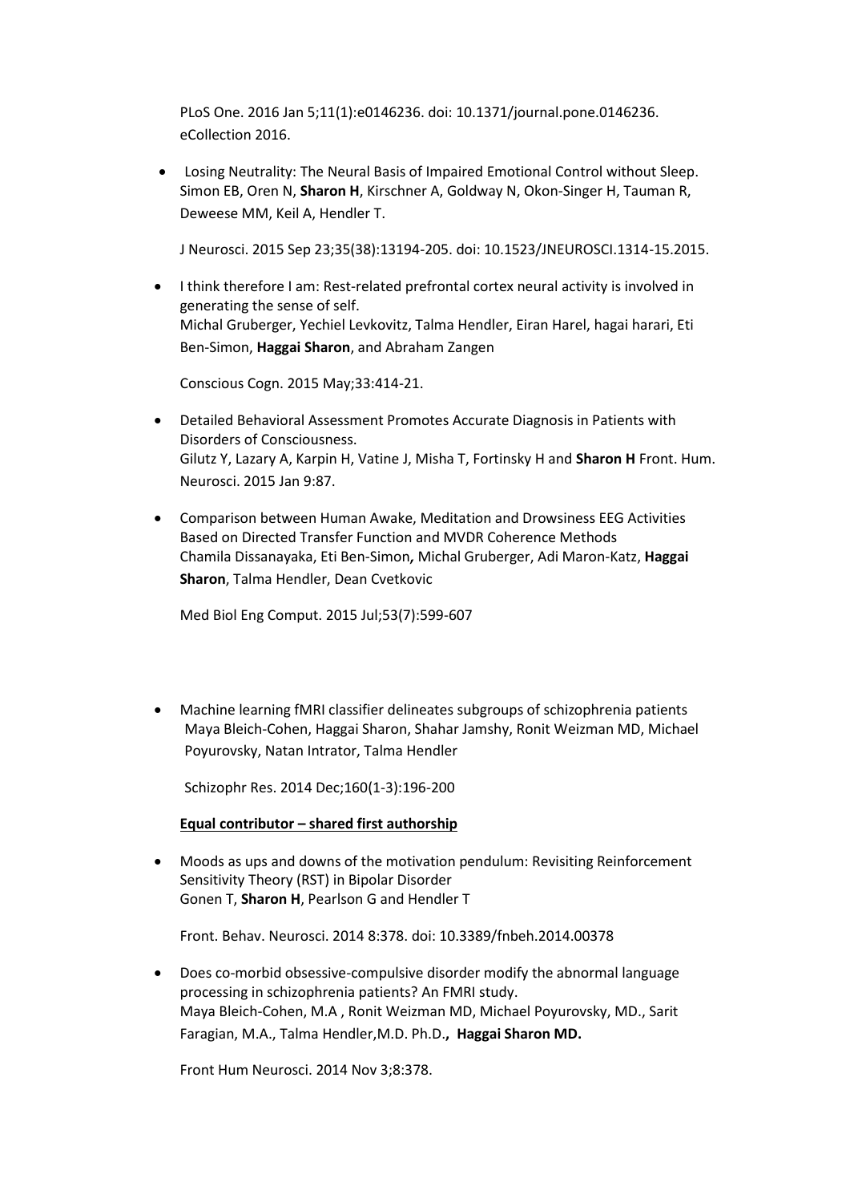PLoS One. 2016 Jan 5;11(1):e0146236. doi: 10.1371/journal.pone.0146236. eCollection 2016.

- Losing Neutrality: The Neural Basis of Impaired Emotional Control without Sleep. Simon EB, Oren N, **Sharon H**, Kirschner A, Goldway N, Okon-Singer H, Tauman R, Deweese MM, Keil A, Hendler T.

  J Neurosci. 2015 Sep 23;35(38):13194-205. doi: 10.1523/JNEUROSCI.1314-15.2015.

- I think therefore I am: Rest-related prefrontal cortex neural activity is involved in generating the sense of self.
  Michal Gruberger, Yechiel Levkovitz, Talma Hendler, Eiran Harel, hagai harari, Eti Ben-Simon, **Haggai Sharon**, and Abraham Zangen

  Conscious Cogn. 2015 May;33:414-21.

- Detailed Behavioral Assessment Promotes Accurate Diagnosis in Patients with Disorders of Consciousness.
  Gilutz Y, Lazary A, Karpin H, Vatine J, Misha T, Fortinsky H and **Sharon H** Front. Hum. Neurosci. 2015 Jan 9:87.

- Comparison between Human Awake, Meditation and Drowsiness EEG Activities Based on Directed Transfer Function and MVDR Coherence Methods
  Chamila Dissanayaka, Eti Ben-Simon**,** Michal Gruberger, Adi Maron-Katz, **Haggai Sharon**, Talma Hendler, Dean Cvetkovic

  Med Biol Eng Comput. 2015 Jul;53(7):599-607

- Machine learning fMRI classifier delineates subgroups of schizophrenia patients
  Maya Bleich-Cohen, Haggai Sharon, Shahar Jamshy, Ronit Weizman MD, Michael Poyurovsky, Natan Intrator, Talma Hendler

  Schizophr Res. 2014 Dec;160(1-3):196-200

  **Equal contributor – shared first authorship**

- Moods as ups and downs of the motivation pendulum: Revisiting Reinforcement Sensitivity Theory (RST) in Bipolar Disorder
  Gonen T, **Sharon H**, Pearlson G and Hendler T

  Front. Behav. Neurosci. 2014 8:378. doi: 10.3389/fnbeh.2014.00378

- Does co-morbid obsessive-compulsive disorder modify the abnormal language processing in schizophrenia patients? An FMRI study.
  Maya Bleich-Cohen, M.A , Ronit Weizman MD, Michael Poyurovsky, MD., Sarit Faragian, M.A., Talma Hendler,M.D. Ph.D.**, Haggai Sharon MD.**

  Front Hum Neurosci. 2014 Nov 3;8:378.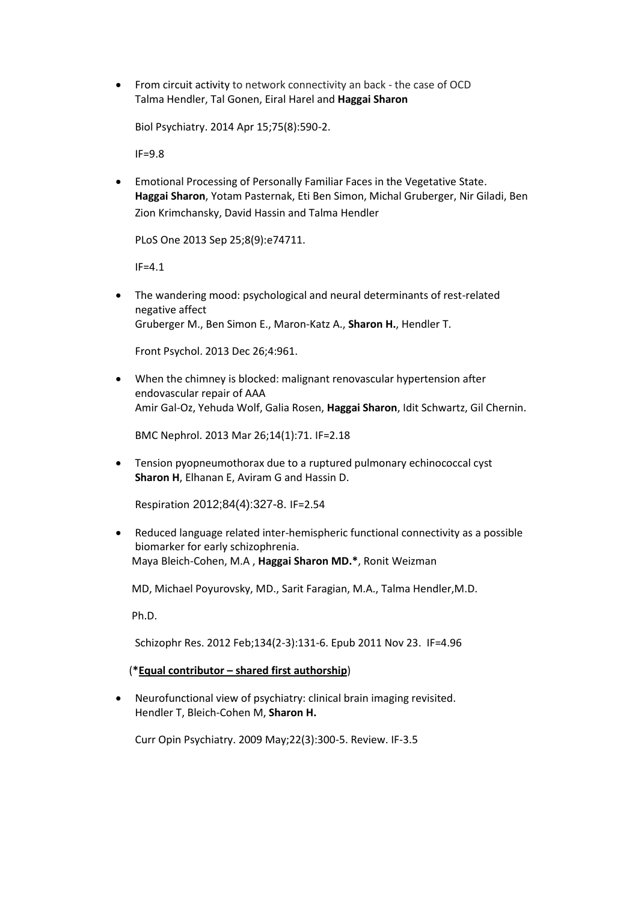- From circuit activity to network connectivity an back - the case of OCD
  Talma Hendler, Tal Gonen, Eiral Harel and **Haggai Sharon**

  Biol Psychiatry. 2014 Apr 15;75(8):590-2.

  IF=9.8

- Emotional Processing of Personally Familiar Faces in the Vegetative State.
  **Haggai Sharon**, Yotam Pasternak, Eti Ben Simon, Michal Gruberger, Nir Giladi, Ben Zion Krimchansky, David Hassin and Talma Hendler

  PLoS One 2013 Sep 25;8(9):e74711.

  IF=4.1

- The wandering mood: psychological and neural determinants of rest-related negative affect
  Gruberger M., Ben Simon E., Maron-Katz A., **Sharon H.**, Hendler T.

  Front Psychol. 2013 Dec 26;4:961.

- When the chimney is blocked: malignant renovascular hypertension after endovascular repair of AAA
  Amir Gal-Oz, Yehuda Wolf, Galia Rosen, **Haggai Sharon**, Idit Schwartz, Gil Chernin.

  BMC Nephrol. 2013 Mar 26;14(1):71. IF=2.18

- Tension pyopneumothorax due to a ruptured pulmonary echinococcal cyst
  **Sharon H**, Elhanan E, Aviram G and Hassin D.

  Respiration 2012;84(4):327-8. IF=2.54

- Reduced language related inter-hemispheric functional connectivity as a possible biomarker for early schizophrenia.
  Maya Bleich-Cohen, M.A , **Haggai Sharon MD.\***, Ronit Weizman

  MD, Michael Poyurovsky, MD., Sarit Faragian, M.A., Talma Hendler,M.D.

  Ph.D.

  Schizophr Res. 2012 Feb;134(2-3):131-6. Epub 2011 Nov 23. IF=4.96

  (**\*<u>Equal contributor – shared first authorship</u>**)

- Neurofunctional view of psychiatry: clinical brain imaging revisited.
  Hendler T, Bleich-Cohen M, **Sharon H.**

  Curr Opin Psychiatry. 2009 May;22(3):300-5. Review. IF-3.5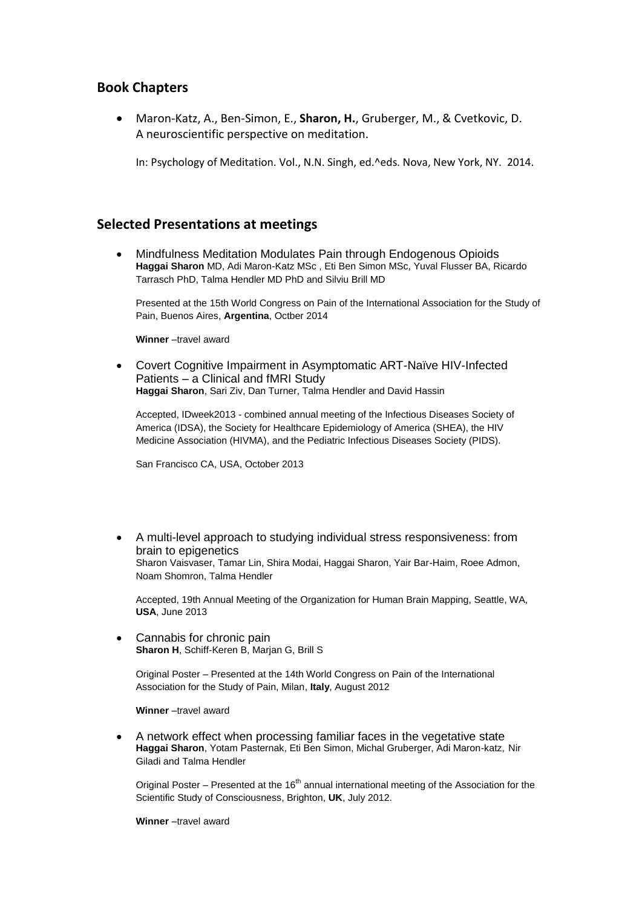## Book Chapters

- Maron-Katz, A., Ben-Simon, E., **Sharon, H.**, Gruberger, M., & Cvetkovic, D. A neuroscientific perspective on meditation.

  In: Psychology of Meditation. Vol., N.N. Singh, ed.^eds. Nova, New York, NY. 2014.

## Selected Presentations at meetings

- Mindfulness Meditation Modulates Pain through Endogenous Opioids
  **Haggai Sharon** MD, Adi Maron-Katz MSc , Eti Ben Simon MSc, Yuval Flusser BA, Ricardo Tarrasch PhD, Talma Hendler MD PhD and Silviu Brill MD

  Presented at the 15th World Congress on Pain of the International Association for the Study of Pain, Buenos Aires, **Argentina**, Octber 2014

  **Winner** –travel award

- Covert Cognitive Impairment in Asymptomatic ART-Naïve HIV-Infected Patients – a Clinical and fMRI Study
  **Haggai Sharon**, Sari Ziv, Dan Turner, Talma Hendler and David Hassin

  Accepted, IDweek2013 - combined annual meeting of the Infectious Diseases Society of America (IDSA), the Society for Healthcare Epidemiology of America (SHEA), the HIV Medicine Association (HIVMA), and the Pediatric Infectious Diseases Society (PIDS).

  San Francisco CA, USA, October 2013

- A multi-level approach to studying individual stress responsiveness: from brain to epigenetics
  Sharon Vaisvaser, Tamar Lin, Shira Modai, Haggai Sharon, Yair Bar-Haim, Roee Admon, Noam Shomron, Talma Hendler

  Accepted, 19th Annual Meeting of the Organization for Human Brain Mapping, Seattle, WA, **USA**, June 2013

- Cannabis for chronic pain
  **Sharon H**, Schiff-Keren B, Marjan G, Brill S

  Original Poster – Presented at the 14th World Congress on Pain of the International Association for the Study of Pain, Milan, **Italy**, August 2012

  **Winner** –travel award

- A network effect when processing familiar faces in the vegetative state
  **Haggai Sharon**, Yotam Pasternak, Eti Ben Simon, Michal Gruberger, Adi Maron-katz, Nir Giladi and Talma Hendler

  Original Poster – Presented at the 16th annual international meeting of the Association for the Scientific Study of Consciousness, Brighton, **UK**, July 2012.

  **Winner** –travel award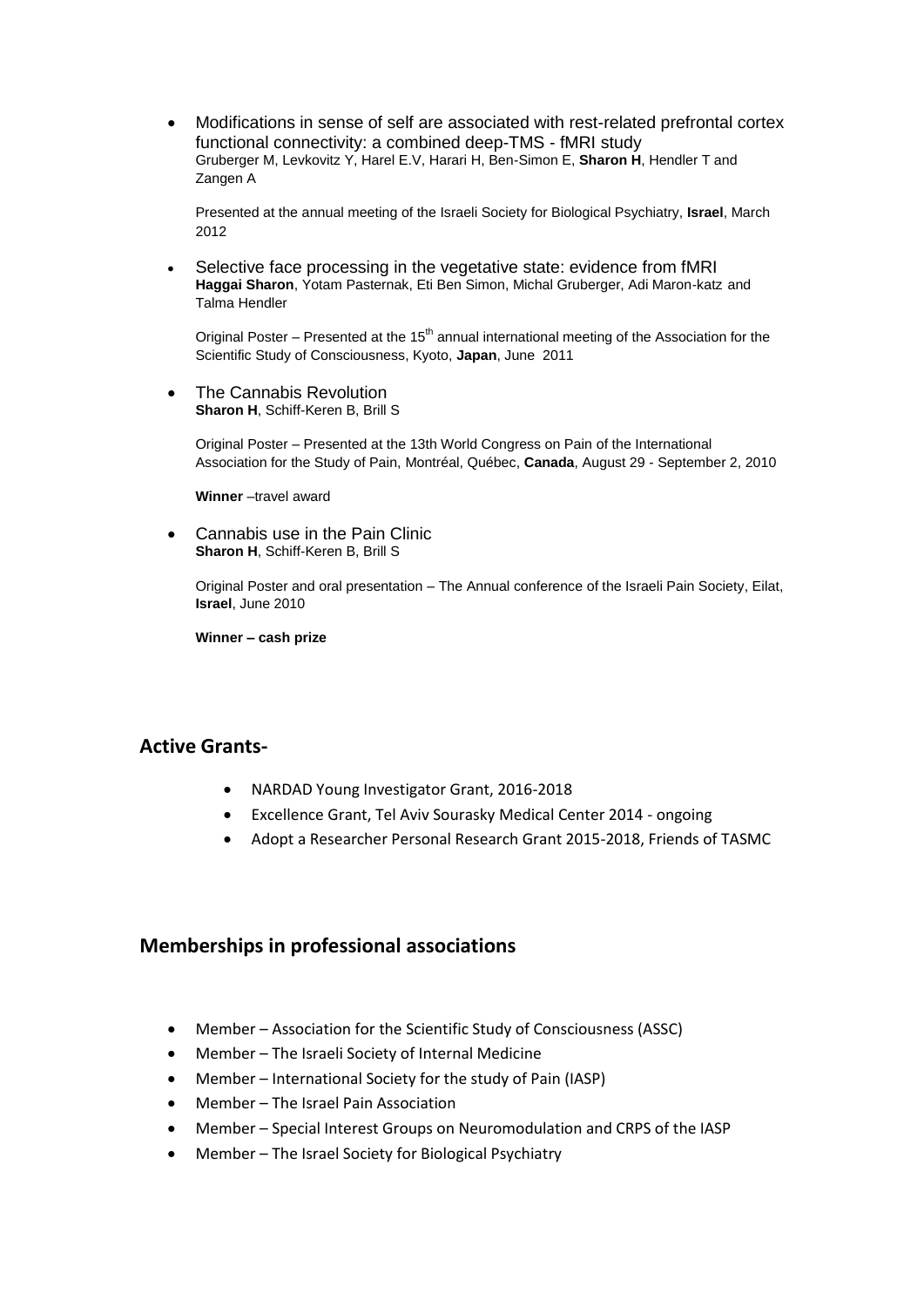- Modifications in sense of self are associated with rest-related prefrontal cortex functional connectivity: a combined deep-TMS - fMRI study
  Gruberger M, Levkovitz Y, Harel E.V, Harari H, Ben-Simon E, **Sharon H**, Hendler T and Zangen A

  Presented at the annual meeting of the Israeli Society for Biological Psychiatry, **Israel**, March 2012

- Selective face processing in the vegetative state: evidence from fMRI
  **Haggai Sharon**, Yotam Pasternak, Eti Ben Simon, Michal Gruberger, Adi Maron-katz and Talma Hendler

  Original Poster – Presented at the 15th annual international meeting of the Association for the Scientific Study of Consciousness, Kyoto, **Japan**, June 2011

- The Cannabis Revolution
  **Sharon H**, Schiff-Keren B, Brill S

  Original Poster – Presented at the 13th World Congress on Pain of the International Association for the Study of Pain, Montréal, Québec, **Canada**, August 29 - September 2, 2010

  **Winner** –travel award

- Cannabis use in the Pain Clinic
  **Sharon H**, Schiff-Keren B, Brill S

  Original Poster and oral presentation – The Annual conference of the Israeli Pain Society, Eilat, **Israel**, June 2010

  **Winner – cash prize**

## Active Grants-

- NARDAD Young Investigator Grant, 2016-2018
- Excellence Grant, Tel Aviv Sourasky Medical Center 2014 - ongoing
- Adopt a Researcher Personal Research Grant 2015-2018, Friends of TASMC

## Memberships in professional associations

- Member – Association for the Scientific Study of Consciousness (ASSC)
- Member – The Israeli Society of Internal Medicine
- Member – International Society for the study of Pain (IASP)
- Member – The Israel Pain Association
- Member – Special Interest Groups on Neuromodulation and CRPS of the IASP
- Member – The Israel Society for Biological Psychiatry